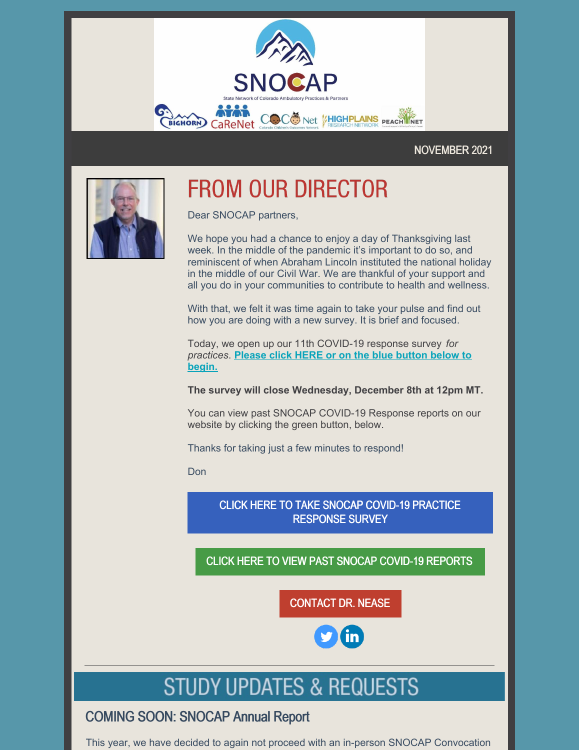SNOCAP

State Network of Colorado Ambulatory Practices & Partners

NOVEMBER 2021

# FROM OUR DIRECTOR

Dear SNOCAP partners,

We hope you had a chance to enjoy a day of Thanksgiving last week. In the middle of the pandemic it's important to do so, and reminiscent of when Abraham Lincoln instituted the national holiday in the middle of our Civil War. We are thankful of your support and all you do in your communities to contribute to health and wellness.

With that, we felt it was time again to take your pulse and find out how you are doing with a new survey. It is brief and focused.

Today, we open up our 11th COVID-19 response survey *for practices*. **Please click HERE or on the blue button below to begin.**

**The survey will close Wednesday, December 8th at 12pm MT.**

You can view past SNOCAP COVID-19 Response reports on our website by clicking the green button, below.

Thanks for taking just a few minutes to respond!

Don

CLICK HERE TO TAKE SNOCAP COVID-19 PRACTICE RESPONSE SURVEY

CLICK HERE TO VIEW PAST SNOCAP COVID-19 REPORTS

CONTACT DR. NEASE

# STUDY UPDATES & REQUESTS

## COMING SOON: SNOCAP Annual Report

This year, we have decided to again not proceed with an in-person SNOCAP Convocation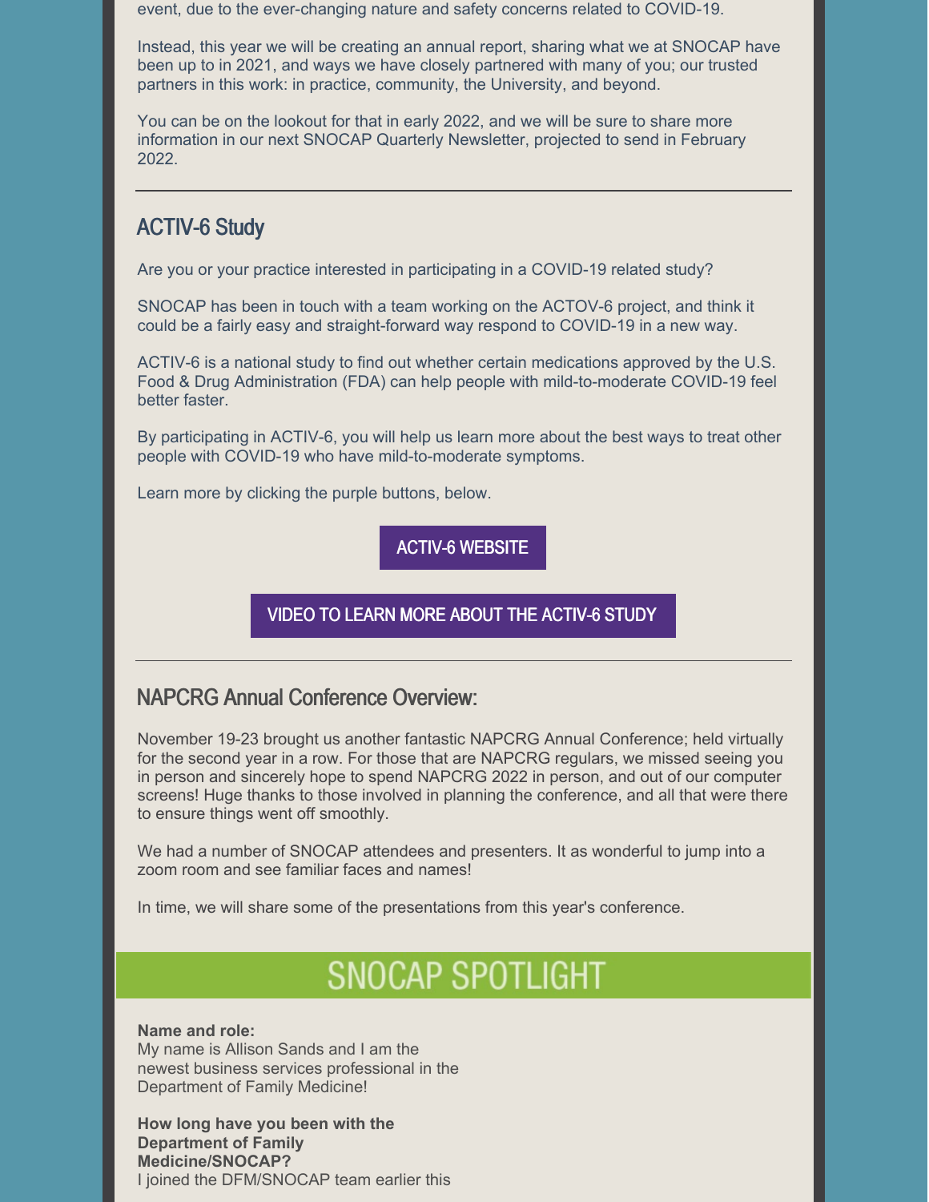event, due to the ever-changing nature and safety concerns related to COVID-19.

Instead, this year we will be creating an annual report, sharing what we at SNOCAP have been up to in 2021, and ways we have closely partnered with many of you; our trusted partners in this work: in practice, community, the University, and beyond.

You can be on the lookout for that in early 2022, and we will be sure to share more information in our next SNOCAP Quarterly Newsletter, projected to send in February 2022.

---

## ACTIV-6 Study

Are you or your practice interested in participating in a COVID-19 related study?

SNOCAP has been in touch with a team working on the ACTOV-6 project, and think it could be a fairly easy and straight-forward way respond to COVID-19 in a new way.

ACTIV-6 is a national study to find out whether certain medications approved by the U.S. Food & Drug Administration (FDA) can help people with mild-to-moderate COVID-19 feel better faster.

By participating in ACTIV-6, you will help us learn more about the best ways to treat other people with COVID-19 who have mild-to-moderate symptoms.

Learn more by clicking the purple buttons, below.

ACTIV-6 WEBSITE

VIDEO TO LEARN MORE ABOUT THE ACTIV-6 STUDY

---

## NAPCRG Annual Conference Overview:

November 19-23 brought us another fantastic NAPCRG Annual Conference; held virtually for the second year in a row. For those that are NAPCRG regulars, we missed seeing you in person and sincerely hope to spend NAPCRG 2022 in person, and out of our computer screens! Huge thanks to those involved in planning the conference, and all that were there to ensure things went off smoothly.

We had a number of SNOCAP attendees and presenters. It as wonderful to jump into a zoom room and see familiar faces and names!

In time, we will share some of the presentations from this year's conference.

# SNOCAP SPOTLIGHT

**Name and role:**
My name is Allison Sands and I am the newest business services professional in the Department of Family Medicine!

**How long have you been with the Department of Family Medicine/SNOCAP?**
I joined the DFM/SNOCAP team earlier this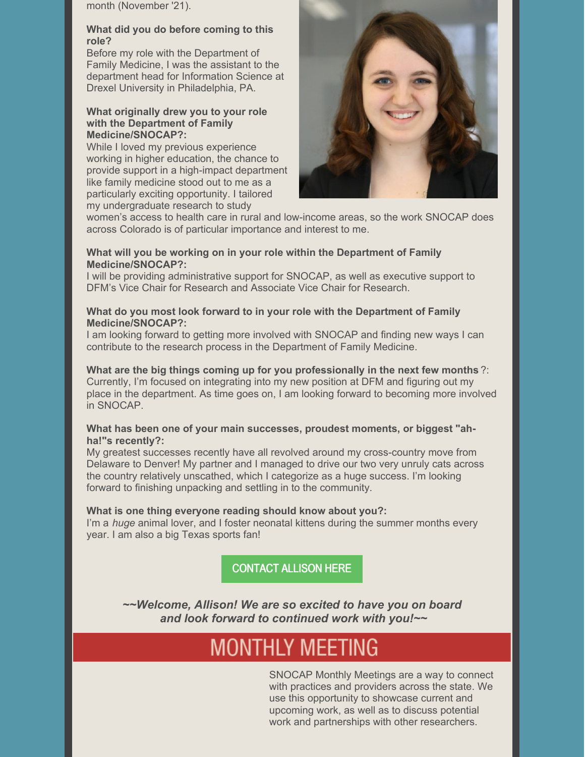month (November '21).

**What did you do before coming to this role?**
Before my role with the Department of Family Medicine, I was the assistant to the department head for Information Science at Drexel University in Philadelphia, PA.

**What originally drew you to your role with the Department of Family Medicine/SNOCAP?:**
While I loved my previous experience working in higher education, the chance to provide support in a high-impact department like family medicine stood out to me as a particularly exciting opportunity. I tailored my undergraduate research to study women's access to health care in rural and low-income areas, so the work SNOCAP does across Colorado is of particular importance and interest to me.

**What will you be working on in your role within the Department of Family Medicine/SNOCAP?:**
I will be providing administrative support for SNOCAP, as well as executive support to DFM's Vice Chair for Research and Associate Vice Chair for Research.

**What do you most look forward to in your role with the Department of Family Medicine/SNOCAP?:**
I am looking forward to getting more involved with SNOCAP and finding new ways I can contribute to the research process in the Department of Family Medicine.

**What are the big things coming up for you professionally in the next few months**?:
Currently, I'm focused on integrating into my new position at DFM and figuring out my place in the department. As time goes on, I am looking forward to becoming more involved in SNOCAP.

**What has been one of your main successes, proudest moments, or biggest "ah-ha!"s recently?:**
My greatest successes recently have all revolved around my cross-country move from Delaware to Denver! My partner and I managed to drive our two very unruly cats across the country relatively unscathed, which I categorize as a huge success. I'm looking forward to finishing unpacking and settling in to the community.

**What is one thing everyone reading should know about you?:**
I'm a *huge* animal lover, and I foster neonatal kittens during the summer months every year. I am also a big Texas sports fan!

CONTACT ALLISON HERE

***~~Welcome, Allison! We are so excited to have you on board and look forward to continued work with you!~~***

# MONTHLY MEETING

SNOCAP Monthly Meetings are a way to connect with practices and providers across the state. We use this opportunity to showcase current and upcoming work, as well as to discuss potential work and partnerships with other researchers.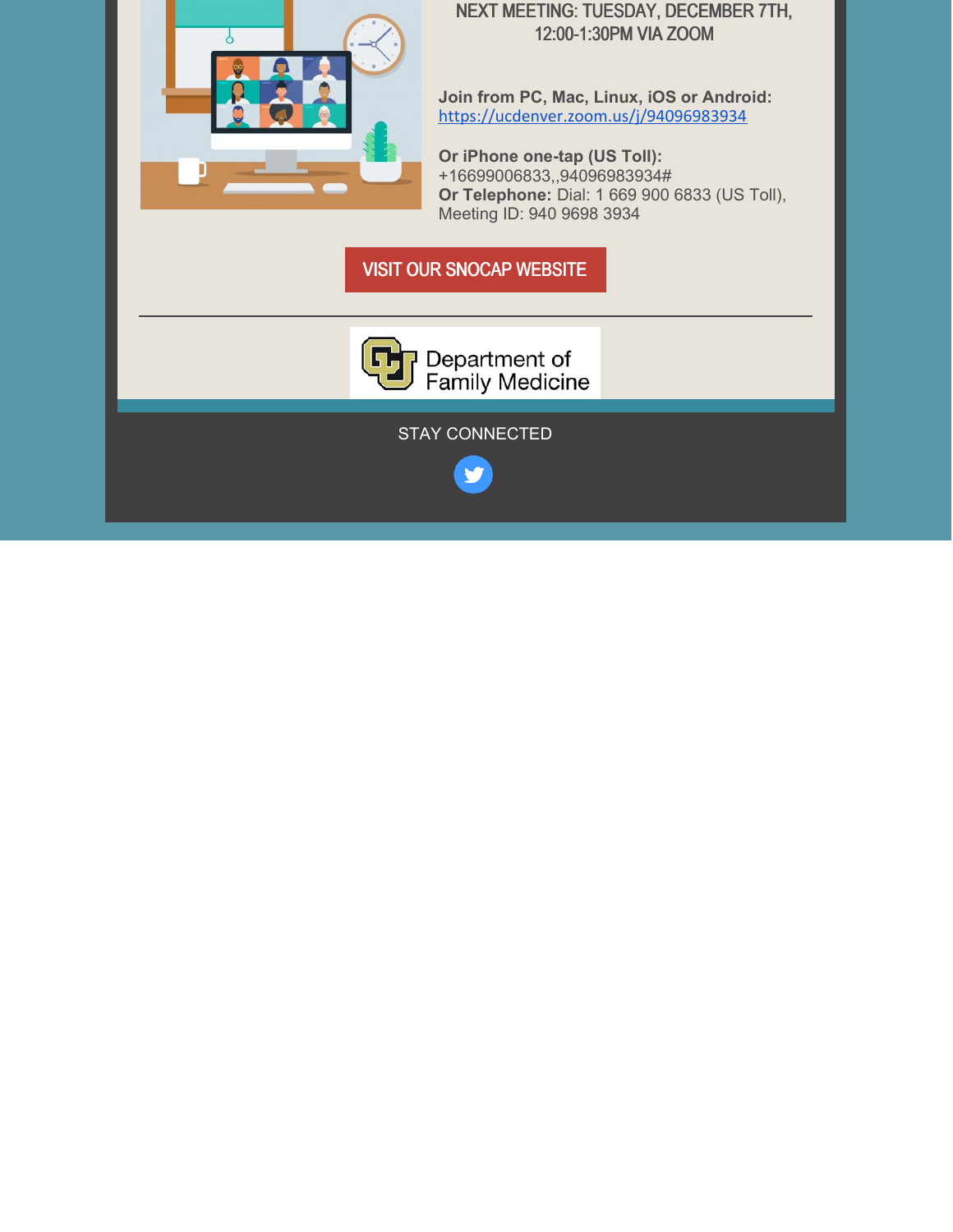NEXT MEETING: TUESDAY, DECEMBER 7TH, 12:00-1:30PM VIA ZOOM

**Join from PC, Mac, Linux, iOS or Android:**
https://ucdenver.zoom.us/j/94096983934

**Or iPhone one-tap (US Toll):**
+16699006833,,94096983934#
**Or Telephone:** Dial: 1 669 900 6833 (US Toll), Meeting ID: 940 9698 3934

VISIT OUR SNOCAP WEBSITE

---

Department of Family Medicine

STAY CONNECTED